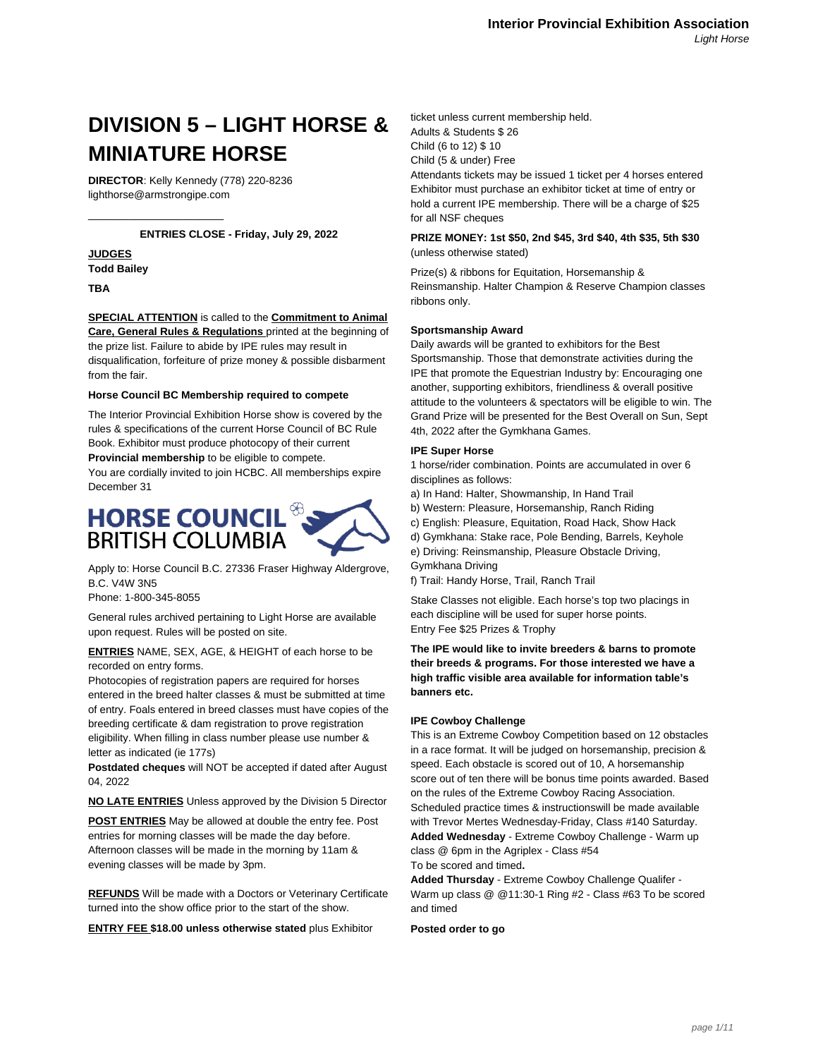# DIVISION 5 – LIGHT HORSE & MINIATURE HORSE

**DIRECTOR**: Kelly Kennedy (778) 220-8236
lighthorse@armstrongipe.com

---

**ENTRIES CLOSE - Friday, July 29, 2022**

**JUDGES**
**Todd Bailey**

**TBA**

**SPECIAL ATTENTION** is called to the **Commitment to Animal Care, General Rules & Regulations** printed at the beginning of the prize list. Failure to abide by IPE rules may result in disqualification, forfeiture of prize money & possible disbarment from the fair.

**Horse Council BC Membership required to compete**

The Interior Provincial Exhibition Horse show is covered by the rules & specifications of the current Horse Council of BC Rule Book. Exhibitor must produce photocopy of their current **Provincial membership** to be eligible to compete.
You are cordially invited to join HCBC. All memberships expire December 31

HORSE COUNCIL BRITISH COLUMBIA

Apply to: Horse Council B.C. 27336 Fraser Highway Aldergrove, B.C. V4W 3N5
Phone: 1-800-345-8055

General rules archived pertaining to Light Horse are available upon request. Rules will be posted on site.

**ENTRIES** NAME, SEX, AGE, & HEIGHT of each horse to be recorded on entry forms.
Photocopies of registration papers are required for horses entered in the breed halter classes & must be submitted at time of entry. Foals entered in breed classes must have copies of the breeding certificate & dam registration to prove registration eligibility. When filling in class number please use number & letter as indicated (ie 177s)
**Postdated cheques** will NOT be accepted if dated after August 04, 2022

**NO LATE ENTRIES** Unless approved by the Division 5 Director

**POST ENTRIES** May be allowed at double the entry fee. Post entries for morning classes will be made the day before. Afternoon classes will be made in the morning by 11am & evening classes will be made by 3pm.

**REFUNDS** Will be made with a Doctors or Veterinary Certificate turned into the show office prior to the start of the show.

**ENTRY FEE $18.00 unless otherwise stated** plus Exhibitor ticket unless current membership held.
Adults & Students $ 26
Child (6 to 12) $ 10
Child (5 & under) Free
Attendants tickets may be issued 1 ticket per 4 horses entered
Exhibitor must purchase an exhibitor ticket at time of entry or hold a current IPE membership. There will be a charge of $25 for all NSF cheques

**PRIZE MONEY: 1st $50, 2nd $45, 3rd $40, 4th $35, 5th $30** (unless otherwise stated)

Prize(s) & ribbons for Equitation, Horsemanship & Reinsmanship. Halter Champion & Reserve Champion classes ribbons only.

**Sportsmanship Award**
Daily awards will be granted to exhibitors for the Best Sportsmanship. Those that demonstrate activities during the IPE that promote the Equestrian Industry by: Encouraging one another, supporting exhibitors, friendliness & overall positive attitude to the volunteers & spectators will be eligible to win. The Grand Prize will be presented for the Best Overall on Sun, Sept 4th, 2022 after the Gymkhana Games.

**IPE Super Horse**
1 horse/rider combination. Points are accumulated in over 6 disciplines as follows:
a) In Hand: Halter, Showmanship, In Hand Trail
b) Western: Pleasure, Horsemanship, Ranch Riding
c) English: Pleasure, Equitation, Road Hack, Show Hack
d) Gymkhana: Stake race, Pole Bending, Barrels, Keyhole
e) Driving: Reinsmanship, Pleasure Obstacle Driving, Gymkhana Driving
f) Trail: Handy Horse, Trail, Ranch Trail

Stake Classes not eligible. Each horse's top two placings in each discipline will be used for super horse points.
Entry Fee $25 Prizes & Trophy

**The IPE would like to invite breeders & barns to promote their breeds & programs. For those interested we have a high traffic visible area available for information table's banners etc.**

**IPE Cowboy Challenge**
This is an Extreme Cowboy Competition based on 12 obstacles in a race format. It will be judged on horsemanship, precision & speed. Each obstacle is scored out of 10, A horsemanship score out of ten there will be bonus time points awarded. Based on the rules of the Extreme Cowboy Racing Association. Scheduled practice times & instructionswill be made available with Trevor Mertes Wednesday-Friday, Class #140 Saturday.
**Added Wednesday** - Extreme Cowboy Challenge - Warm up class @ 6pm in the Agriplex - Class #54
To be scored and timed**.**
**Added Thursday** - Extreme Cowboy Challenge Qualifer - Warm up class @ @11:30-1 Ring #2 - Class #63 To be scored and timed

**Posted order to go**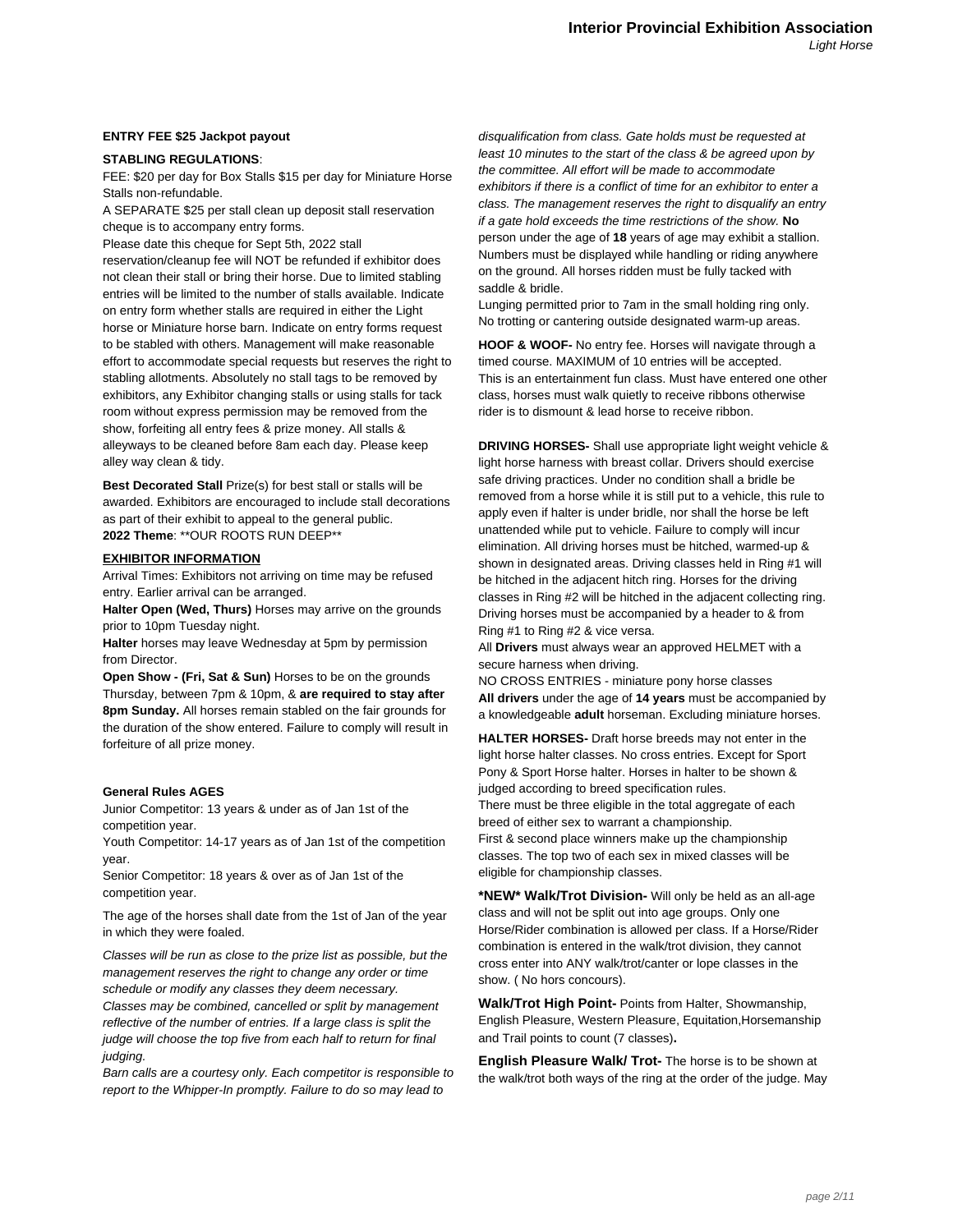**ENTRY FEE $25 Jackpot payout**

**STABLING REGULATIONS**:

FEE: $20 per day for Box Stalls $15 per day for Miniature Horse Stalls non-refundable.

A SEPARATE $25 per stall clean up deposit stall reservation cheque is to accompany entry forms.

Please date this cheque for Sept 5th, 2022 stall reservation/cleanup fee will NOT be refunded if exhibitor does not clean their stall or bring their horse. Due to limited stabling entries will be limited to the number of stalls available. Indicate on entry form whether stalls are required in either the Light horse or Miniature horse barn. Indicate on entry forms request to be stabled with others. Management will make reasonable effort to accommodate special requests but reserves the right to stabling allotments. Absolutely no stall tags to be removed by exhibitors, any Exhibitor changing stalls or using stalls for tack room without express permission may be removed from the show, forfeiting all entry fees & prize money. All stalls & alleyways to be cleaned before 8am each day. Please keep alley way clean & tidy.

**Best Decorated Stall** Prize(s) for best stall or stalls will be awarded. Exhibitors are encouraged to include stall decorations as part of their exhibit to appeal to the general public.
**2022 Theme**: **OUR ROOTS RUN DEEP**

**EXHIBITOR INFORMATION**

Arrival Times: Exhibitors not arriving on time may be refused entry. Earlier arrival can be arranged.

**Halter Open (Wed, Thurs)** Horses may arrive on the grounds prior to 10pm Tuesday night.

**Halter** horses may leave Wednesday at 5pm by permission from Director.

**Open Show - (Fri, Sat & Sun)** Horses to be on the grounds Thursday, between 7pm & 10pm, & **are required to stay after 8pm Sunday.** All horses remain stabled on the fair grounds for the duration of the show entered. Failure to comply will result in forfeiture of all prize money.

**General Rules AGES**

Junior Competitor: 13 years & under as of Jan 1st of the competition year.

Youth Competitor: 14-17 years as of Jan 1st of the competition year.

Senior Competitor: 18 years & over as of Jan 1st of the competition year.

The age of the horses shall date from the 1st of Jan of the year in which they were foaled.

*Classes will be run as close to the prize list as possible, but the management reserves the right to change any order or time schedule or modify any classes they deem necessary.*
*Classes may be combined, cancelled or split by management reflective of the number of entries. If a large class is split the judge will choose the top five from each half to return for final judging.*
*Barn calls are a courtesy only. Each competitor is responsible to report to the Whipper-In promptly. Failure to do so may lead to disqualification from class. Gate holds must be requested at least 10 minutes to the start of the class & be agreed upon by the committee. All effort will be made to accommodate exhibitors if there is a conflict of time for an exhibitor to enter a class. The management reserves the right to disqualify an entry if a gate hold exceeds the time restrictions of the show.* **No** person under the age of **18** years of age may exhibit a stallion. Numbers must be displayed while handling or riding anywhere on the ground. All horses ridden must be fully tacked with saddle & bridle.

Lunging permitted prior to 7am in the small holding ring only. No trotting or cantering outside designated warm-up areas.

**HOOF & WOOF-** No entry fee. Horses will navigate through a timed course. MAXIMUM of 10 entries will be accepted. This is an entertainment fun class. Must have entered one other class, horses must walk quietly to receive ribbons otherwise rider is to dismount & lead horse to receive ribbon.

**DRIVING HORSES-** Shall use appropriate light weight vehicle & light horse harness with breast collar. Drivers should exercise safe driving practices. Under no condition shall a bridle be removed from a horse while it is still put to a vehicle, this rule to apply even if halter is under bridle, nor shall the horse be left unattended while put to vehicle. Failure to comply will incur elimination. All driving horses must be hitched, warmed-up & shown in designated areas. Driving classes held in Ring #1 will be hitched in the adjacent hitch ring. Horses for the driving classes in Ring #2 will be hitched in the adjacent collecting ring. Driving horses must be accompanied by a header to & from Ring #1 to Ring #2 & vice versa.

All **Drivers** must always wear an approved HELMET with a secure harness when driving.

NO CROSS ENTRIES - miniature pony horse classes

**All drivers** under the age of **14 years** must be accompanied by a knowledgeable **adult** horseman. Excluding miniature horses.

**HALTER HORSES-** Draft horse breeds may not enter in the light horse halter classes. No cross entries. Except for Sport Pony & Sport Horse halter. Horses in halter to be shown & judged according to breed specification rules.

There must be three eligible in the total aggregate of each breed of either sex to warrant a championship.

First & second place winners make up the championship classes. The top two of each sex in mixed classes will be eligible for championship classes.

**\*NEW\* Walk/Trot Division-** Will only be held as an all-age class and will not be split out into age groups. Only one Horse/Rider combination is allowed per class. If a Horse/Rider combination is entered in the walk/trot division, they cannot cross enter into ANY walk/trot/canter or lope classes in the show. ( No hors concours).

**Walk/Trot High Point-** Points from Halter, Showmanship, English Pleasure, Western Pleasure, Equitation,Horsemanship and Trail points to count (7 classes)**.**

**English Pleasure Walk/ Trot-** The horse is to be shown at the walk/trot both ways of the ring at the order of the judge. May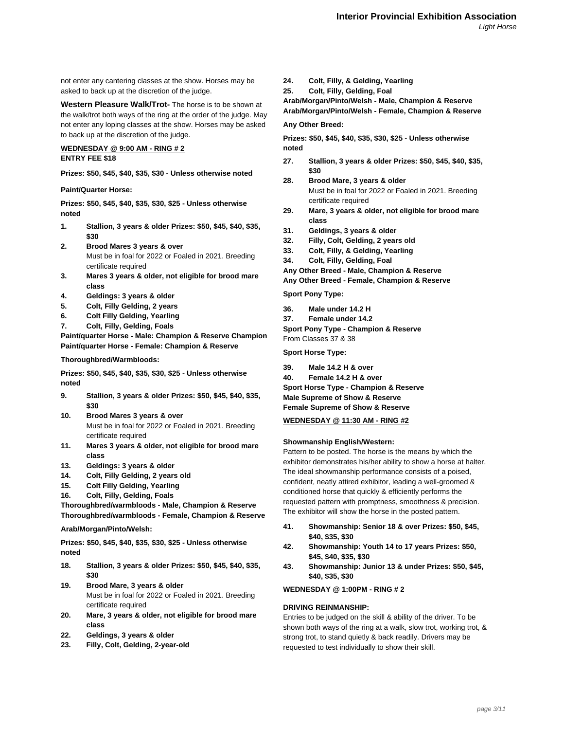not enter any cantering classes at the show. Horses may be asked to back up at the discretion of the judge.

**Western Pleasure Walk/Trot-** The horse is to be shown at the walk/trot both ways of the ring at the order of the judge. May not enter any loping classes at the show. Horses may be asked to back up at the discretion of the judge.

**WEDNESDAY @ 9:00 AM - RING # 2**
**ENTRY FEE $18**

**Prizes: $50, $45, $40, $35, $30 - Unless otherwise noted**

**Paint/Quarter Horse:**

**Prizes: $50, $45, $40, $35, $30, $25 - Unless otherwise noted**

1. **Stallion, 3 years & older Prizes: $50, $45, $40, $35, $30**
2. **Brood Mares 3 years & over**
   Must be in foal for 2022 or Foaled in 2021. Breeding certificate required
3. **Mares 3 years & older, not eligible for brood mare class**
4. **Geldings: 3 years & older**
5. **Colt, Filly Gelding, 2 years**
6. **Colt Filly Gelding, Yearling**
7. **Colt, Filly, Gelding, Foals**

**Paint/quarter Horse - Male: Champion & Reserve Champion**
**Paint/quarter Horse - Female: Champion & Reserve**

**Thoroughbred/Warmbloods:**

**Prizes: $50, $45, $40, $35, $30, $25 - Unless otherwise noted**

9. **Stallion, 3 years & older Prizes: $50, $45, $40, $35, $30**
10. **Brood Mares 3 years & over**
    Must be in foal for 2022 or Foaled in 2021. Breeding certificate required
11. **Mares 3 years & older, not eligible for brood mare class**
13. **Geldings: 3 years & older**
14. **Colt, Filly Gelding, 2 years old**
15. **Colt Filly Gelding, Yearling**
16. **Colt, Filly, Gelding, Foals**

**Thoroughbred/warmbloods - Male, Champion & Reserve**
**Thoroughbred/warmbloods - Female, Champion & Reserve**

**Arab/Morgan/Pinto/Welsh:**

**Prizes: $50, $45, $40, $35, $30, $25 - Unless otherwise noted**

18. **Stallion, 3 years & older Prizes: $50, $45, $40, $35, $30**
19. **Brood Mare, 3 years & older**
    Must be in foal for 2022 or Foaled in 2021. Breeding certificate required
20. **Mare, 3 years & older, not eligible for brood mare class**
22. **Geldings, 3 years & older**
23. **Filly, Colt, Gelding, 2-year-old**
24. **Colt, Filly, & Gelding, Yearling**
25. **Colt, Filly, Gelding, Foal**

**Arab/Morgan/Pinto/Welsh - Male, Champion & Reserve**
**Arab/Morgan/Pinto/Welsh - Female, Champion & Reserve**

**Any Other Breed:**

**Prizes: $50, $45, $40, $35, $30, $25 - Unless otherwise noted**

27. **Stallion, 3 years & older Prizes: $50, $45, $40, $35, $30**
28. **Brood Mare, 3 years & older**
    Must be in foal for 2022 or Foaled in 2021. Breeding certificate required
29. **Mare, 3 years & older, not eligible for brood mare class**
31. **Geldings, 3 years & older**
32. **Filly, Colt, Gelding, 2 years old**
33. **Colt, Filly, & Gelding, Yearling**
34. **Colt, Filly, Gelding, Foal**

**Any Other Breed - Male, Champion & Reserve**
**Any Other Breed - Female, Champion & Reserve**

**Sport Pony Type:**

36. **Male under 14.2 H**
37. **Female under 14.2**

**Sport Pony Type - Champion & Reserve**
From Classes 37 & 38

**Sport Horse Type:**

39. **Male 14.2 H & over**
40. **Female 14.2 H & over**

**Sport Horse Type - Champion & Reserve**
**Male Supreme of Show & Reserve**
**Female Supreme of Show & Reserve**

**WEDNESDAY @ 11:30 AM - RING #2**

**Showmanship English/Western:**
Pattern to be posted. The horse is the means by which the exhibitor demonstrates his/her ability to show a horse at halter. The ideal showmanship performance consists of a poised, confident, neatly attired exhibitor, leading a well-groomed & conditioned horse that quickly & efficiently performs the requested pattern with promptness, smoothness & precision. The exhibitor will show the horse in the posted pattern.

41. **Showmanship: Senior 18 & over Prizes: $50, $45, $40, $35, $30**
42. **Showmanship: Youth 14 to 17 years Prizes: $50, $45, $40, $35, $30**
43. **Showmanship: Junior 13 & under Prizes: $50, $45, $40, $35, $30**

**WEDNESDAY @ 1:00PM - RING # 2**

**DRIVING REINMANSHIP:**
Entries to be judged on the skill & ability of the driver. To be shown both ways of the ring at a walk, slow trot, working trot, & strong trot, to stand quietly & back readily. Drivers may be requested to test individually to show their skill.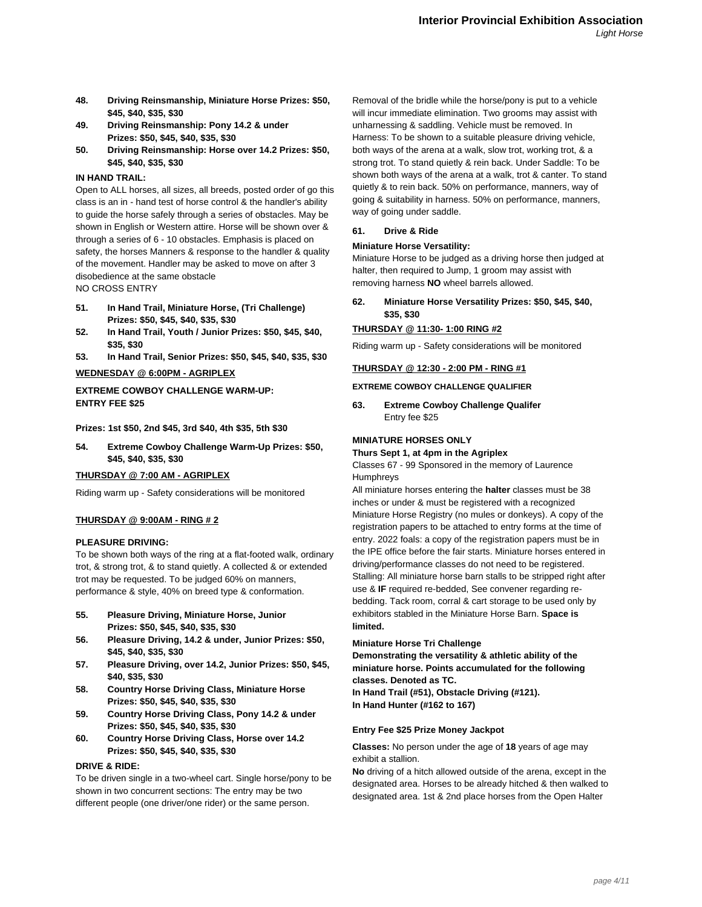**48. Driving Reinsmanship, Miniature Horse Prizes: $50, $45, $40, $35, $30**

**49. Driving Reinsmanship: Pony 14.2 & under Prizes: $50, $45, $40, $35, $30**

**50. Driving Reinsmanship: Horse over 14.2 Prizes: $50, $45, $40, $35, $30**

**IN HAND TRAIL:**

Open to ALL horses, all sizes, all breeds, posted order of go this class is an in - hand test of horse control & the handler's ability to guide the horse safely through a series of obstacles. May be shown in English or Western attire. Horse will be shown over & through a series of 6 - 10 obstacles. Emphasis is placed on safety, the horses Manners & response to the handler & quality of the movement. Handler may be asked to move on after 3 disobedience at the same obstacle
NO CROSS ENTRY

**51. In Hand Trail, Miniature Horse, (Tri Challenge) Prizes: $50, $45, $40, $35, $30**

**52. In Hand Trail, Youth / Junior Prizes: $50, $45, $40, $35, $30**

**53. In Hand Trail, Senior Prizes: $50, $45, $40, $35, $30**

**<u>WEDNESDAY @ 6:00PM - AGRIPLEX</u>**

**EXTREME COWBOY CHALLENGE WARM-UP: ENTRY FEE $25**

**Prizes: 1st $50, 2nd $45, 3rd $40, 4th $35, 5th $30**

**54. Extreme Cowboy Challenge Warm-Up Prizes: $50, $45, $40, $35, $30**

**<u>THURSDAY @ 7:00 AM - AGRIPLEX</u>**

Riding warm up - Safety considerations will be monitored

**<u>THURSDAY @ 9:00AM - RING # 2</u>**

**PLEASURE DRIVING:**

To be shown both ways of the ring at a flat-footed walk, ordinary trot, & strong trot, & to stand quietly. A collected & or extended trot may be requested. To be judged 60% on manners, performance & style, 40% on breed type & conformation.

**55. Pleasure Driving, Miniature Horse, Junior Prizes: $50, $45, $40, $35, $30**

**56. Pleasure Driving, 14.2 & under, Junior Prizes: $50, $45, $40, $35, $30**

**57. Pleasure Driving, over 14.2, Junior Prizes: $50, $45, $40, $35, $30**

**58. Country Horse Driving Class, Miniature Horse Prizes: $50, $45, $40, $35, $30**

**59. Country Horse Driving Class, Pony 14.2 & under Prizes: $50, $45, $40, $35, $30**

**60. Country Horse Driving Class, Horse over 14.2 Prizes: $50, $45, $40, $35, $30**

**DRIVE & RIDE:**

To be driven single in a two-wheel cart. Single horse/pony to be shown in two concurrent sections: The entry may be two different people (one driver/one rider) or the same person. Removal of the bridle while the horse/pony is put to a vehicle will incur immediate elimination. Two grooms may assist with unharnessing & saddling. Vehicle must be removed. In Harness: To be shown to a suitable pleasure driving vehicle, both ways of the arena at a walk, slow trot, working trot, & a strong trot. To stand quietly & rein back. Under Saddle: To be shown both ways of the arena at a walk, trot & canter. To stand quietly & to rein back. 50% on performance, manners, way of going & suitability in harness. 50% on performance, manners, way of going under saddle.

**61. Drive & Ride**

**Miniature Horse Versatility:**

Miniature Horse to be judged as a driving horse then judged at halter, then required to Jump, 1 groom may assist with removing harness **NO** wheel barrels allowed.

**62. Miniature Horse Versatility Prizes: $50, $45, $40, $35, $30**

**<u>THURSDAY @ 11:30- 1:00 RING #2</u>**

Riding warm up - Safety considerations will be monitored

**<u>THURSDAY @ 12:30 - 2:00 PM - RING #1</u>**

**EXTREME COWBOY CHALLENGE QUALIFIER**

**63. Extreme Cowboy Challenge Qualifer**
Entry fee $25

**MINIATURE HORSES ONLY**

**Thurs Sept 1, at 4pm in the Agriplex**

Classes 67 - 99 Sponsored in the memory of Laurence Humphreys

All miniature horses entering the **halter** classes must be 38 inches or under & must be registered with a recognized Miniature Horse Registry (no mules or donkeys). A copy of the registration papers to be attached to entry forms at the time of entry. 2022 foals: a copy of the registration papers must be in the IPE office before the fair starts. Miniature horses entered in driving/performance classes do not need to be registered. Stalling: All miniature horse barn stalls to be stripped right after use & **IF** required re-bedded, See convener regarding re-bedding. Tack room, corral & cart storage to be used only by exhibitors stabled in the Miniature Horse Barn. **Space is limited.**

**Miniature Horse Tri Challenge**
**Demonstrating the versatility & athletic ability of the miniature horse. Points accumulated for the following classes. Denoted as TC.**
**In Hand Trail (#51), Obstacle Driving (#121).**
**In Hand Hunter (#162 to 167)**

**Entry Fee $25 Prize Money Jackpot**

**Classes:** No person under the age of **18** years of age may exhibit a stallion.

**No** driving of a hitch allowed outside of the arena, except in the designated area. Horses to be already hitched & then walked to designated area. 1st & 2nd place horses from the Open Halter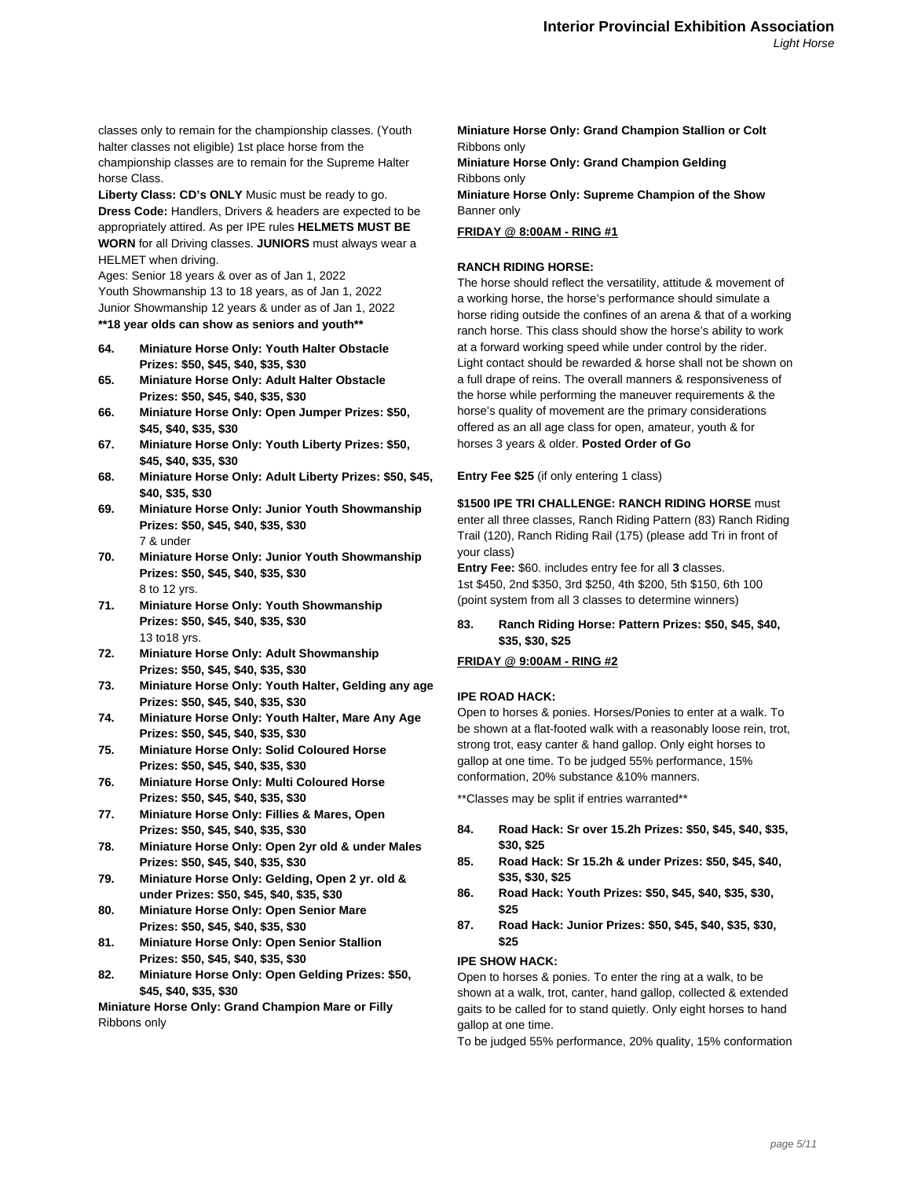classes only to remain for the championship classes. (Youth halter classes not eligible) 1st place horse from the championship classes are to remain for the Supreme Halter horse Class.

**Liberty Class: CD's ONLY** Music must be ready to go.

**Dress Code:** Handlers, Drivers & headers are expected to be appropriately attired. As per IPE rules **HELMETS MUST BE WORN** for all Driving classes. **JUNIORS** must always wear a HELMET when driving.

Ages: Senior 18 years & over as of Jan 1, 2022

Youth Showmanship 13 to 18 years, as of Jan 1, 2022

Junior Showmanship 12 years & under as of Jan 1, 2022

**\*\*18 year olds can show as seniors and youth\*\***

**64. Miniature Horse Only: Youth Halter Obstacle Prizes: $50, $45, $40, $35, $30**

**65. Miniature Horse Only: Adult Halter Obstacle Prizes: $50, $45, $40, $35, $30**

**66. Miniature Horse Only: Open Jumper Prizes: $50, $45, $40, $35, $30**

**67. Miniature Horse Only: Youth Liberty Prizes: $50, $45, $40, $35, $30**

**68. Miniature Horse Only: Adult Liberty Prizes: $50, $45, $40, $35, $30**

**69. Miniature Horse Only: Junior Youth Showmanship Prizes: $50, $45, $40, $35, $30**
7 & under

**70. Miniature Horse Only: Junior Youth Showmanship Prizes: $50, $45, $40, $35, $30**
8 to 12 yrs.

**71. Miniature Horse Only: Youth Showmanship Prizes: $50, $45, $40, $35, $30**
13 to18 yrs.

**72. Miniature Horse Only: Adult Showmanship Prizes: $50, $45, $40, $35, $30**

**73. Miniature Horse Only: Youth Halter, Gelding any age Prizes: $50, $45, $40, $35, $30**

**74. Miniature Horse Only: Youth Halter, Mare Any Age Prizes: $50, $45, $40, $35, $30**

**75. Miniature Horse Only: Solid Coloured Horse Prizes: $50, $45, $40, $35, $30**

**76. Miniature Horse Only: Multi Coloured Horse Prizes: $50, $45, $40, $35, $30**

**77. Miniature Horse Only: Fillies & Mares, Open Prizes: $50, $45, $40, $35, $30**

**78. Miniature Horse Only: Open 2yr old & under Males Prizes: $50, $45, $40, $35, $30**

**79. Miniature Horse Only: Gelding, Open 2 yr. old & under Prizes: $50, $45, $40, $35, $30**

**80. Miniature Horse Only: Open Senior Mare Prizes: $50, $45, $40, $35, $30**

**81. Miniature Horse Only: Open Senior Stallion Prizes: $50, $45, $40, $35, $30**

**82. Miniature Horse Only: Open Gelding Prizes: $50, $45, $40, $35, $30**

**Miniature Horse Only: Grand Champion Mare or Filly**
Ribbons only

**Miniature Horse Only: Grand Champion Stallion or Colt**
Ribbons only

**Miniature Horse Only: Grand Champion Gelding**
Ribbons only

**Miniature Horse Only: Supreme Champion of the Show**
Banner only

**FRIDAY @ 8:00AM - RING #1**

**RANCH RIDING HORSE:**

The horse should reflect the versatility, attitude & movement of a working horse, the horse's performance should simulate a horse riding outside the confines of an arena & that of a working ranch horse. This class should show the horse's ability to work at a forward working speed while under control by the rider. Light contact should be rewarded & horse shall not be shown on a full drape of reins. The overall manners & responsiveness of the horse while performing the maneuver requirements & the horse's quality of movement are the primary considerations offered as an all age class for open, amateur, youth & for horses 3 years & older. **Posted Order of Go**

**Entry Fee $25** (if only entering 1 class)

**$1500 IPE TRI CHALLENGE: RANCH RIDING HORSE** must enter all three classes, Ranch Riding Pattern (83) Ranch Riding Trail (120), Ranch Riding Rail (175) (please add Tri in front of your class)

**Entry Fee:** $60. includes entry fee for all **3** classes.
1st $450, 2nd $350, 3rd $250, 4th $200, 5th $150, 6th 100
(point system from all 3 classes to determine winners)

**83. Ranch Riding Horse: Pattern Prizes: $50, $45, $40, $35, $30, $25**

**FRIDAY @ 9:00AM - RING #2**

**IPE ROAD HACK:**

Open to horses & ponies. Horses/Ponies to enter at a walk. To be shown at a flat-footed walk with a reasonably loose rein, trot, strong trot, easy canter & hand gallop. Only eight horses to gallop at one time. To be judged 55% performance, 15% conformation, 20% substance &10% manners.

\*\*Classes may be split if entries warranted\*\*

**84. Road Hack: Sr over 15.2h Prizes: $50, $45, $40, $35, $30, $25**

**85. Road Hack: Sr 15.2h & under Prizes: $50, $45, $40, $35, $30, $25**

**86. Road Hack: Youth Prizes: $50, $45, $40, $35, $30, $25**

**87. Road Hack: Junior Prizes: $50, $45, $40, $35, $30, $25**

**IPE SHOW HACK:**

Open to horses & ponies. To enter the ring at a walk, to be shown at a walk, trot, canter, hand gallop, collected & extended gaits to be called for to stand quietly. Only eight horses to hand gallop at one time.

To be judged 55% performance, 20% quality, 15% conformation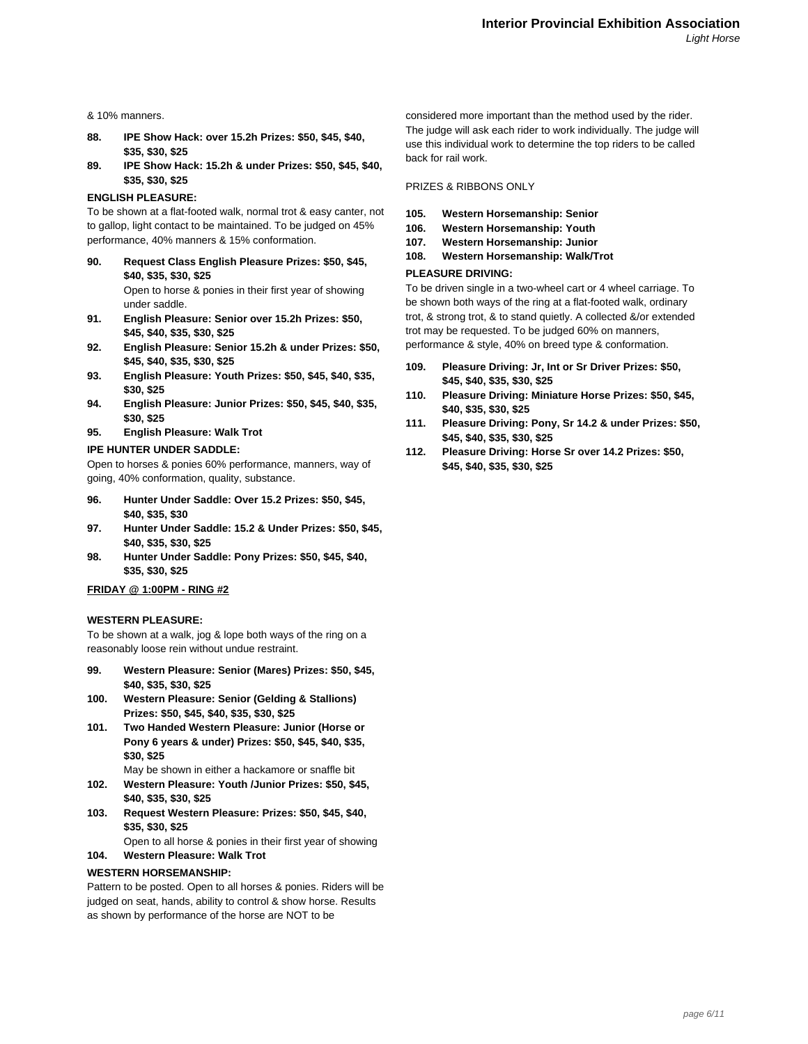& 10% manners.

**88. IPE Show Hack: over 15.2h Prizes: $50, $45, $40, $35, $30, $25**

**89. IPE Show Hack: 15.2h & under Prizes: $50, $45, $40, $35, $30, $25**

**ENGLISH PLEASURE:**

To be shown at a flat-footed walk, normal trot & easy canter, not to gallop, light contact to be maintained. To be judged on 45% performance, 40% manners & 15% conformation.

**90. Request Class English Pleasure Prizes: $50, $45, $40, $35, $30, $25**
Open to horse & ponies in their first year of showing under saddle.

**91. English Pleasure: Senior over 15.2h Prizes: $50, $45, $40, $35, $30, $25**

**92. English Pleasure: Senior 15.2h & under Prizes: $50, $45, $40, $35, $30, $25**

**93. English Pleasure: Youth Prizes: $50, $45, $40, $35, $30, $25**

**94. English Pleasure: Junior Prizes: $50, $45, $40, $35, $30, $25**

**95. English Pleasure: Walk Trot**

**IPE HUNTER UNDER SADDLE:**

Open to horses & ponies 60% performance, manners, way of going, 40% conformation, quality, substance.

**96. Hunter Under Saddle: Over 15.2 Prizes: $50, $45, $40, $35, $30**

**97. Hunter Under Saddle: 15.2 & Under Prizes: $50, $45, $40, $35, $30, $25**

**98. Hunter Under Saddle: Pony Prizes: $50, $45, $40, $35, $30, $25**

**<u>FRIDAY @ 1:00PM - RING #2</u>**

**WESTERN PLEASURE:**

To be shown at a walk, jog & lope both ways of the ring on a reasonably loose rein without undue restraint.

**99. Western Pleasure: Senior (Mares) Prizes: $50, $45, $40, $35, $30, $25**

**100. Western Pleasure: Senior (Gelding & Stallions) Prizes: $50, $45, $40, $35, $30, $25**

**101. Two Handed Western Pleasure: Junior (Horse or Pony 6 years & under) Prizes: $50, $45, $40, $35, $30, $25**
May be shown in either a hackamore or snaffle bit

**102. Western Pleasure: Youth /Junior Prizes: $50, $45, $40, $35, $30, $25**

**103. Request Western Pleasure: Prizes: $50, $45, $40, $35, $30, $25**
Open to all horse & ponies in their first year of showing

**104. Western Pleasure: Walk Trot**

**WESTERN HORSEMANSHIP:**

Pattern to be posted. Open to all horses & ponies. Riders will be judged on seat, hands, ability to control & show horse. Results as shown by performance of the horse are NOT to be considered more important than the method used by the rider. The judge will ask each rider to work individually. The judge will use this individual work to determine the top riders to be called back for rail work.

PRIZES & RIBBONS ONLY

**105. Western Horsemanship: Senior**

**106. Western Horsemanship: Youth**

**107. Western Horsemanship: Junior**

**108. Western Horsemanship: Walk/Trot**

**PLEASURE DRIVING:**

To be driven single in a two-wheel cart or 4 wheel carriage. To be shown both ways of the ring at a flat-footed walk, ordinary trot, & strong trot, & to stand quietly. A collected &/or extended trot may be requested. To be judged 60% on manners, performance & style, 40% on breed type & conformation.

**109. Pleasure Driving: Jr, Int or Sr Driver Prizes: $50, $45, $40, $35, $30, $25**

**110. Pleasure Driving: Miniature Horse Prizes: $50, $45, $40, $35, $30, $25**

**111. Pleasure Driving: Pony, Sr 14.2 & under Prizes: $50, $45, $40, $35, $30, $25**

**112. Pleasure Driving: Horse Sr over 14.2 Prizes: $50, $45, $40, $35, $30, $25**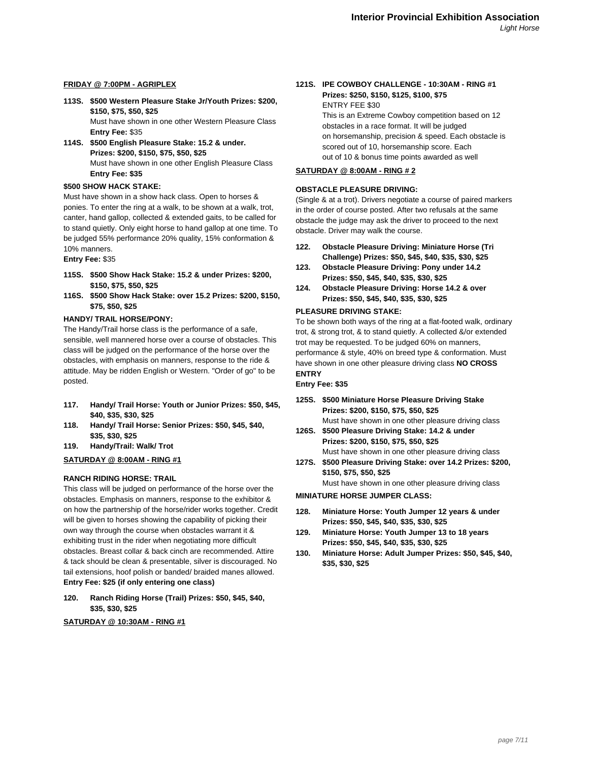**FRIDAY @ 7:00PM - AGRIPLEX**

**113S. $500 Western Pleasure Stake Jr/Youth Prizes: $200, $150, $75, $50, $25**
Must have shown in one other Western Pleasure Class
**Entry Fee:** $35

**114S. $500 English Pleasure Stake: 15.2 & under. Prizes: $200, $150, $75, $50, $25**
Must have shown in one other English Pleasure Class
**Entry Fee: $35**

**$500 SHOW HACK STAKE:**

Must have shown in a show hack class. Open to horses & ponies. To enter the ring at a walk, to be shown at a walk, trot, canter, hand gallop, collected & extended gaits, to be called for to stand quietly. Only eight horse to hand gallop at one time. To be judged 55% performance 20% quality, 15% conformation & 10% manners.

**Entry Fee:** $35

**115S. $500 Show Hack Stake: 15.2 & under Prizes: $200, $150, $75, $50, $25**

**116S. $500 Show Hack Stake: over 15.2 Prizes: $200, $150, $75, $50, $25**

**HANDY/ TRAIL HORSE/PONY:**

The Handy/Trail horse class is the performance of a safe, sensible, well mannered horse over a course of obstacles. This class will be judged on the performance of the horse over the obstacles, with emphasis on manners, response to the ride & attitude. May be ridden English or Western. "Order of go" to be posted.

**117. Handy/ Trail Horse: Youth or Junior Prizes: $50, $45, $40, $35, $30, $25**

**118. Handy/ Trail Horse: Senior Prizes: $50, $45, $40, $35, $30, $25**

**119. Handy/Trail: Walk/ Trot**

**SATURDAY @ 8:00AM - RING #1**

**RANCH RIDING HORSE: TRAIL**

This class will be judged on performance of the horse over the obstacles. Emphasis on manners, response to the exhibitor & on how the partnership of the horse/rider works together. Credit will be given to horses showing the capability of picking their own way through the course when obstacles warrant it & exhibiting trust in the rider when negotiating more difficult obstacles. Breast collar & back cinch are recommended. Attire & tack should be clean & presentable, silver is discouraged. No tail extensions, hoof polish or banded/ braided manes allowed.
**Entry Fee: $25 (if only entering one class)**

**120. Ranch Riding Horse (Trail) Prizes: $50, $45, $40, $35, $30, $25**

**SATURDAY @ 10:30AM - RING #1**

**121S. IPE COWBOY CHALLENGE - 10:30AM - RING #1 Prizes: $250, $150, $125, $100, $75**
ENTRY FEE $30
This is an Extreme Cowboy competition based on 12 obstacles in a race format. It will be judged on horsemanship, precision & speed. Each obstacle is scored out of 10, horsemanship score. Each out of 10 & bonus time points awarded as well

**SATURDAY @ 8:00AM - RING # 2**

**OBSTACLE PLEASURE DRIVING:**

(Single & at a trot). Drivers negotiate a course of paired markers in the order of course posted. After two refusals at the same obstacle the judge may ask the driver to proceed to the next obstacle. Driver may walk the course.

**122. Obstacle Pleasure Driving: Miniature Horse (Tri Challenge) Prizes: $50, $45, $40, $35, $30, $25**

**123. Obstacle Pleasure Driving: Pony under 14.2 Prizes: $50, $45, $40, $35, $30, $25**

**124. Obstacle Pleasure Driving: Horse 14.2 & over Prizes: $50, $45, $40, $35, $30, $25**

**PLEASURE DRIVING STAKE:**

To be shown both ways of the ring at a flat-footed walk, ordinary trot, & strong trot, & to stand quietly. A collected &/or extended trot may be requested. To be judged 60% on manners, performance & style, 40% on breed type & conformation. Must have shown in one other pleasure driving class **NO CROSS ENTRY**

**Entry Fee: $35**

**125S. $500 Miniature Horse Pleasure Driving Stake Prizes: $200, $150, $75, $50, $25**
Must have shown in one other pleasure driving class

**126S. $500 Pleasure Driving Stake: 14.2 & under Prizes: $200, $150, $75, $50, $25**
Must have shown in one other pleasure driving class

**127S. $500 Pleasure Driving Stake: over 14.2 Prizes: $200, $150, $75, $50, $25**
Must have shown in one other pleasure driving class

**MINIATURE HORSE JUMPER CLASS:**

**128. Miniature Horse: Youth Jumper 12 years & under Prizes: $50, $45, $40, $35, $30, $25**

**129. Miniature Horse: Youth Jumper 13 to 18 years Prizes: $50, $45, $40, $35, $30, $25**

**130. Miniature Horse: Adult Jumper Prizes: $50, $45, $40, $35, $30, $25**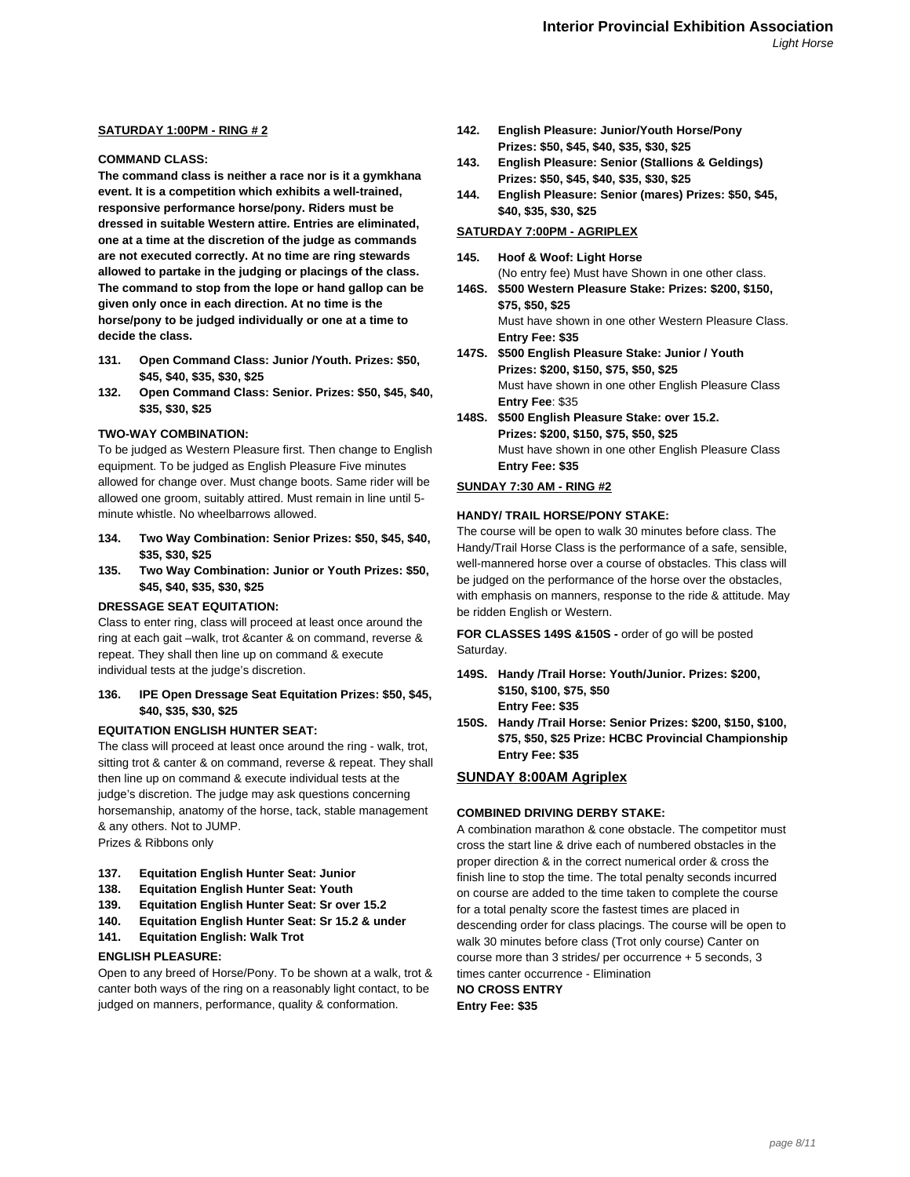**SATURDAY 1:00PM - RING # 2**

**COMMAND CLASS:**

**The command class is neither a race nor is it a gymkhana event. It is a competition which exhibits a well-trained, responsive performance horse/pony. Riders must be dressed in suitable Western attire. Entries are eliminated, one at a time at the discretion of the judge as commands are not executed correctly. At no time are ring stewards allowed to partake in the judging or placings of the class. The command to stop from the lope or hand gallop can be given only once in each direction. At no time is the horse/pony to be judged individually or one at a time to decide the class.**

- **131. Open Command Class: Junior /Youth. Prizes: $50, $45, $40, $35, $30, $25**
- **132. Open Command Class: Senior. Prizes: $50, $45, $40, $35, $30, $25**

**TWO-WAY COMBINATION:**

To be judged as Western Pleasure first. Then change to English equipment. To be judged as English Pleasure Five minutes allowed for change over. Must change boots. Same rider will be allowed one groom, suitably attired. Must remain in line until 5-minute whistle. No wheelbarrows allowed.

- **134. Two Way Combination: Senior Prizes: $50, $45, $40, $35, $30, $25**
- **135. Two Way Combination: Junior or Youth Prizes: $50, $45, $40, $35, $30, $25**

**DRESSAGE SEAT EQUITATION:**

Class to enter ring, class will proceed at least once around the ring at each gait –walk, trot &canter & on command, reverse & repeat. They shall then line up on command & execute individual tests at the judge's discretion.

- **136. IPE Open Dressage Seat Equitation Prizes: $50, $45, $40, $35, $30, $25**

**EQUITATION ENGLISH HUNTER SEAT:**

The class will proceed at least once around the ring - walk, trot, sitting trot & canter & on command, reverse & repeat. They shall then line up on command & execute individual tests at the judge's discretion. The judge may ask questions concerning horsemanship, anatomy of the horse, tack, stable management & any others. Not to JUMP.
Prizes & Ribbons only

- **137. Equitation English Hunter Seat: Junior**
- **138. Equitation English Hunter Seat: Youth**
- **139. Equitation English Hunter Seat: Sr over 15.2**
- **140. Equitation English Hunter Seat: Sr 15.2 & under**
- **141. Equitation English: Walk Trot**

**ENGLISH PLEASURE:**

Open to any breed of Horse/Pony. To be shown at a walk, trot & canter both ways of the ring on a reasonably light contact, to be judged on manners, performance, quality & conformation.

- **142. English Pleasure: Junior/Youth Horse/Pony Prizes: $50, $45, $40, $35, $30, $25**
- **143. English Pleasure: Senior (Stallions & Geldings) Prizes: $50, $45, $40, $35, $30, $25**
- **144. English Pleasure: Senior (mares) Prizes: $50, $45, $40, $35, $30, $25**

**SATURDAY 7:00PM - AGRIPLEX**

- **145. Hoof & Woof: Light Horse**
  (No entry fee) Must have Shown in one other class.
- **146S. $500 Western Pleasure Stake: Prizes: $200, $150, $75, $50, $25**
  Must have shown in one other Western Pleasure Class.
  **Entry Fee: $35**
- **147S. $500 English Pleasure Stake: Junior / Youth Prizes: $200, $150, $75, $50, $25**
  Must have shown in one other English Pleasure Class
  **Entry Fee**: $35
- **148S. $500 English Pleasure Stake: over 15.2. Prizes: $200, $150, $75, $50, $25**
  Must have shown in one other English Pleasure Class
  **Entry Fee: $35**

**SUNDAY 7:30 AM - RING #2**

**HANDY/ TRAIL HORSE/PONY STAKE:**

The course will be open to walk 30 minutes before class. The Handy/Trail Horse Class is the performance of a safe, sensible, well-mannered horse over a course of obstacles. This class will be judged on the performance of the horse over the obstacles, with emphasis on manners, response to the ride & attitude. May be ridden English or Western.

**FOR CLASSES 149S &150S -** order of go will be posted Saturday.

- **149S. Handy /Trail Horse: Youth/Junior. Prizes: $200, $150, $100, $75, $50**
  **Entry Fee: $35**
- **150S. Handy /Trail Horse: Senior Prizes: $200, $150, $100, $75, $50, $25 Prize: HCBC Provincial Championship**
  **Entry Fee: $35**

## SUNDAY 8:00AM Agriplex

**COMBINED DRIVING DERBY STAKE:**

A combination marathon & cone obstacle. The competitor must cross the start line & drive each of numbered obstacles in the proper direction & in the correct numerical order & cross the finish line to stop the time. The total penalty seconds incurred on course are added to the time taken to complete the course for a total penalty score the fastest times are placed in descending order for class placings. The course will be open to walk 30 minutes before class (Trot only course) Canter on course more than 3 strides/ per occurrence + 5 seconds, 3 times canter occurrence - Elimination

**NO CROSS ENTRY**

**Entry Fee: $35**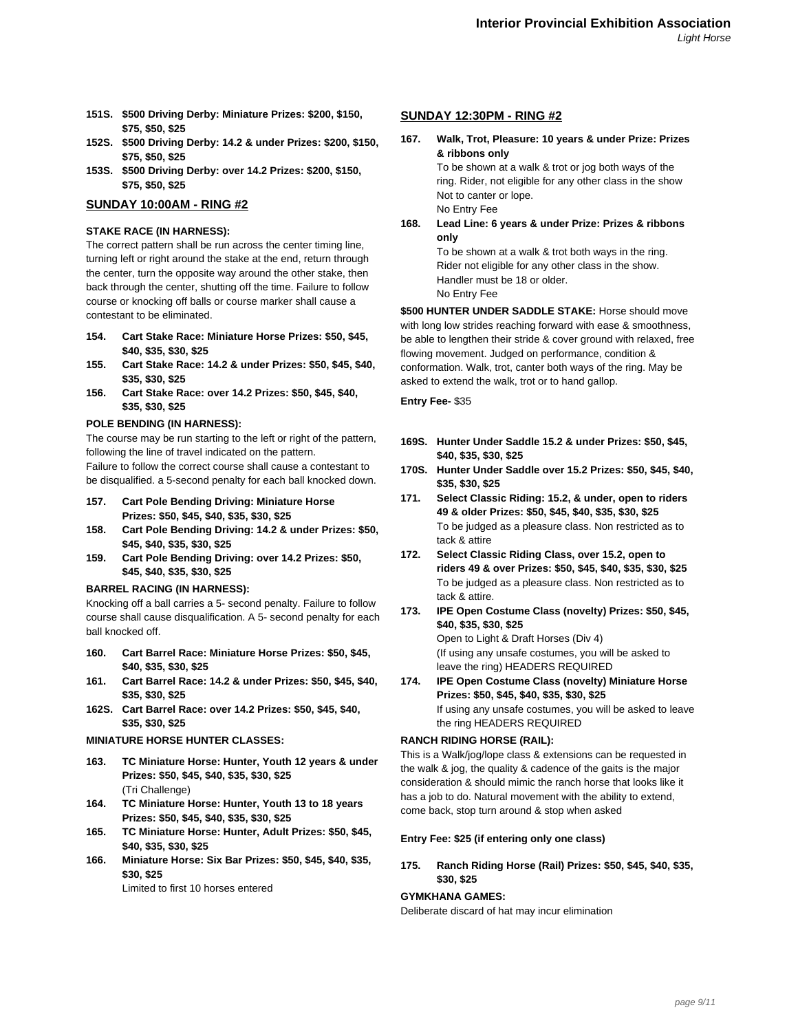**151S. $500 Driving Derby: Miniature Prizes: $200, $150, $75, $50, $25**

**152S. $500 Driving Derby: 14.2 & under Prizes: $200, $150, $75, $50, $25**

**153S. $500 Driving Derby: over 14.2 Prizes: $200, $150, $75, $50, $25**

## SUNDAY 10:00AM - RING #2

**STAKE RACE (IN HARNESS):**

The correct pattern shall be run across the center timing line, turning left or right around the stake at the end, return through the center, turn the opposite way around the other stake, then back through the center, shutting off the time. Failure to follow course or knocking off balls or course marker shall cause a contestant to be eliminated.

**154. Cart Stake Race: Miniature Horse Prizes: $50, $45, $40, $35, $30, $25**

**155. Cart Stake Race: 14.2 & under Prizes: $50, $45, $40, $35, $30, $25**

**156. Cart Stake Race: over 14.2 Prizes: $50, $45, $40, $35, $30, $25**

**POLE BENDING (IN HARNESS):**

The course may be run starting to the left or right of the pattern, following the line of travel indicated on the pattern.
Failure to follow the correct course shall cause a contestant to be disqualified. a 5-second penalty for each ball knocked down.

**157. Cart Pole Bending Driving: Miniature Horse Prizes: $50, $45, $40, $35, $30, $25**

**158. Cart Pole Bending Driving: 14.2 & under Prizes: $50, $45, $40, $35, $30, $25**

**159. Cart Pole Bending Driving: over 14.2 Prizes: $50, $45, $40, $35, $30, $25**

**BARREL RACING (IN HARNESS):**

Knocking off a ball carries a 5- second penalty. Failure to follow course shall cause disqualification. A 5- second penalty for each ball knocked off.

**160. Cart Barrel Race: Miniature Horse Prizes: $50, $45, $40, $35, $30, $25**

**161. Cart Barrel Race: 14.2 & under Prizes: $50, $45, $40, $35, $30, $25**

**162S. Cart Barrel Race: over 14.2 Prizes: $50, $45, $40, $35, $30, $25**

**MINIATURE HORSE HUNTER CLASSES:**

**163. TC Miniature Horse: Hunter, Youth 12 years & under Prizes: $50, $45, $40, $35, $30, $25**
(Tri Challenge)

**164. TC Miniature Horse: Hunter, Youth 13 to 18 years Prizes: $50, $45, $40, $35, $30, $25**

**165. TC Miniature Horse: Hunter, Adult Prizes: $50, $45, $40, $35, $30, $25**

**166. Miniature Horse: Six Bar Prizes: $50, $45, $40, $35, $30, $25**
Limited to first 10 horses entered

## SUNDAY 12:30PM - RING #2

**167. Walk, Trot, Pleasure: 10 years & under Prize: Prizes & ribbons only**
To be shown at a walk & trot or jog both ways of the ring. Rider, not eligible for any other class in the show Not to canter or lope.
No Entry Fee

**168. Lead Line: 6 years & under Prize: Prizes & ribbons only**
To be shown at a walk & trot both ways in the ring. Rider not eligible for any other class in the show. Handler must be 18 or older.
No Entry Fee

**$500 HUNTER UNDER SADDLE STAKE:** Horse should move with long low strides reaching forward with ease & smoothness, be able to lengthen their stride & cover ground with relaxed, free flowing movement. Judged on performance, condition & conformation. Walk, trot, canter both ways of the ring. May be asked to extend the walk, trot or to hand gallop.

**Entry Fee-** $35

**169S. Hunter Under Saddle 15.2 & under Prizes: $50, $45, $40, $35, $30, $25**

**170S. Hunter Under Saddle over 15.2 Prizes: $50, $45, $40, $35, $30, $25**

**171. Select Classic Riding: 15.2, & under, open to riders 49 & older Prizes: $50, $45, $40, $35, $30, $25**
To be judged as a pleasure class. Non restricted as to tack & attire

**172. Select Classic Riding Class, over 15.2, open to riders 49 & over Prizes: $50, $45, $40, $35, $30, $25**
To be judged as a pleasure class. Non restricted as to tack & attire.

**173. IPE Open Costume Class (novelty) Prizes: $50, $45, $40, $35, $30, $25**
Open to Light & Draft Horses (Div 4)
(If using any unsafe costumes, you will be asked to leave the ring) HEADERS REQUIRED

**174. IPE Open Costume Class (novelty) Miniature Horse Prizes: $50, $45, $40, $35, $30, $25**
If using any unsafe costumes, you will be asked to leave the ring HEADERS REQUIRED

**RANCH RIDING HORSE (RAIL):**

This is a Walk/jog/lope class & extensions can be requested in the walk & jog, the quality & cadence of the gaits is the major consideration & should mimic the ranch horse that looks like it has a job to do. Natural movement with the ability to extend, come back, stop turn around & stop when asked

**Entry Fee: $25 (if entering only one class)**

**175. Ranch Riding Horse (Rail) Prizes: $50, $45, $40, $35, $30, $25**

**GYMKHANA GAMES:**

Deliberate discard of hat may incur elimination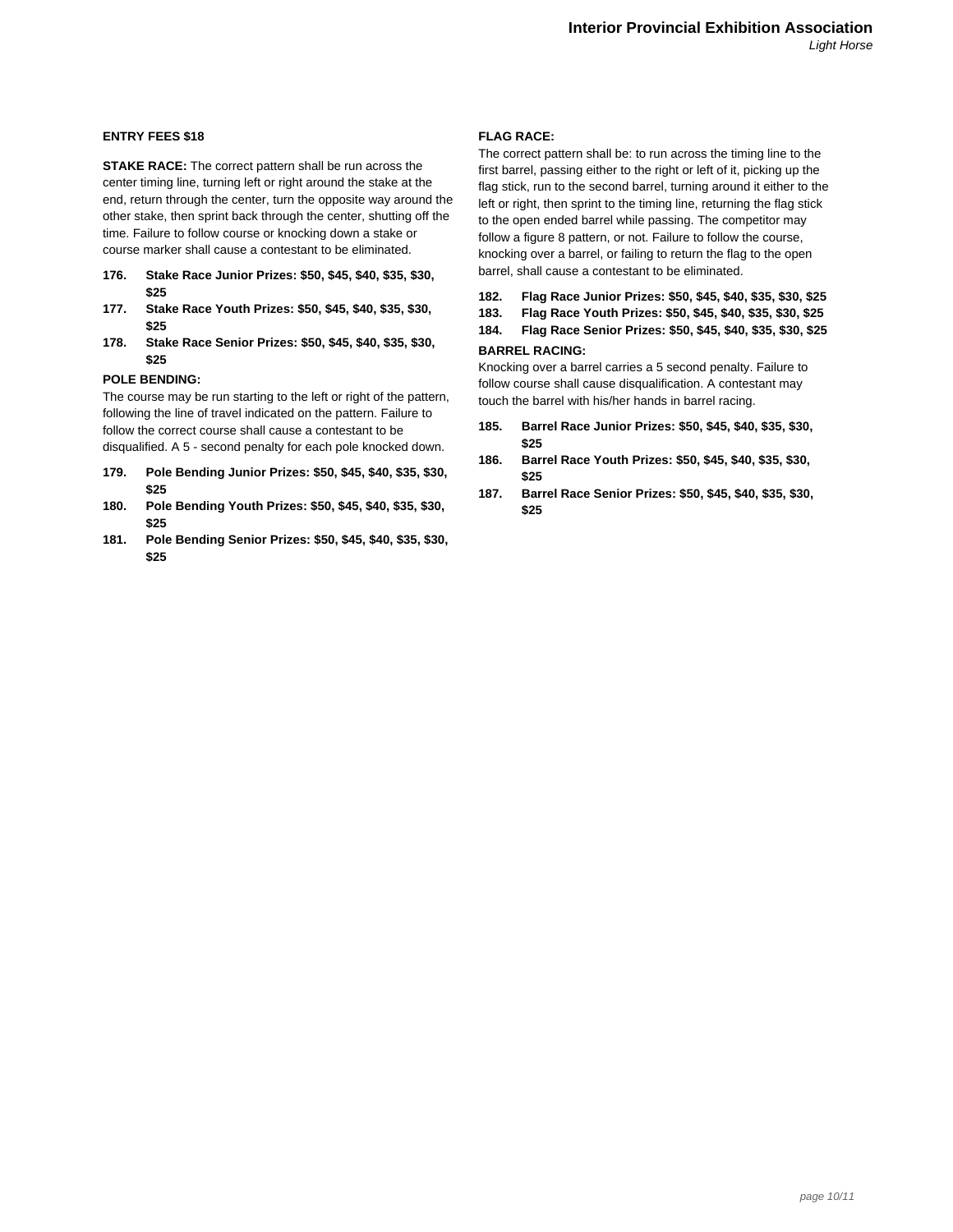**ENTRY FEES $18**

**STAKE RACE:** The correct pattern shall be run across the center timing line, turning left or right around the stake at the end, return through the center, turn the opposite way around the other stake, then sprint back through the center, shutting off the time. Failure to follow course or knocking down a stake or course marker shall cause a contestant to be eliminated.

**176. Stake Race Junior Prizes: $50, $45, $40, $35, $30, $25**
**177. Stake Race Youth Prizes: $50, $45, $40, $35, $30, $25**
**178. Stake Race Senior Prizes: $50, $45, $40, $35, $30, $25**

**POLE BENDING:**

The course may be run starting to the left or right of the pattern, following the line of travel indicated on the pattern. Failure to follow the correct course shall cause a contestant to be disqualified. A 5 - second penalty for each pole knocked down.

**179. Pole Bending Junior Prizes: $50, $45, $40, $35, $30, $25**
**180. Pole Bending Youth Prizes: $50, $45, $40, $35, $30, $25**
**181. Pole Bending Senior Prizes: $50, $45, $40, $35, $30, $25**

**FLAG RACE:**

The correct pattern shall be: to run across the timing line to the first barrel, passing either to the right or left of it, picking up the flag stick, run to the second barrel, turning around it either to the left or right, then sprint to the timing line, returning the flag stick to the open ended barrel while passing. The competitor may follow a figure 8 pattern, or not. Failure to follow the course, knocking over a barrel, or failing to return the flag to the open barrel, shall cause a contestant to be eliminated.

**182. Flag Race Junior Prizes: $50, $45, $40, $35, $30, $25**
**183. Flag Race Youth Prizes: $50, $45, $40, $35, $30, $25**
**184. Flag Race Senior Prizes: $50, $45, $40, $35, $30, $25**

**BARREL RACING:**

Knocking over a barrel carries a 5 second penalty. Failure to follow course shall cause disqualification. A contestant may touch the barrel with his/her hands in barrel racing.

**185. Barrel Race Junior Prizes: $50, $45, $40, $35, $30, $25**
**186. Barrel Race Youth Prizes: $50, $45, $40, $35, $30, $25**
**187. Barrel Race Senior Prizes: $50, $45, $40, $35, $30, $25**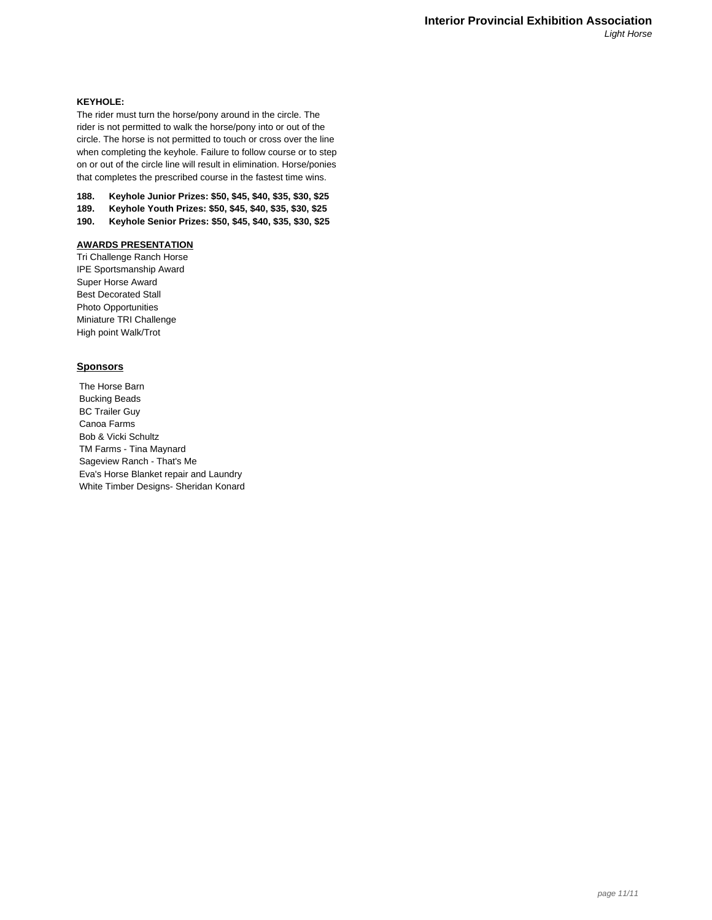**KEYHOLE:**

The rider must turn the horse/pony around in the circle. The rider is not permitted to walk the horse/pony into or out of the circle. The horse is not permitted to touch or cross over the line when completing the keyhole. Failure to follow course or to step on or out of the circle line will result in elimination. Horse/ponies that completes the prescribed course in the fastest time wins.

**188. Keyhole Junior Prizes: $50, $45, $40, $35, $30, $25**
**189. Keyhole Youth Prizes: $50, $45, $40, $35, $30, $25**
**190. Keyhole Senior Prizes: $50, $45, $40, $35, $30, $25**

**AWARDS PRESENTATION**

Tri Challenge Ranch Horse
IPE Sportsmanship Award
Super Horse Award
Best Decorated Stall
Photo Opportunities
Miniature TRI Challenge
High point Walk/Trot

**Sponsors**

The Horse Barn
Bucking Beads
BC Trailer Guy
Canoa Farms
Bob & Vicki Schultz
TM Farms - Tina Maynard
Sageview Ranch - That's Me
Eva's Horse Blanket repair and Laundry
White Timber Designs- Sheridan Konard